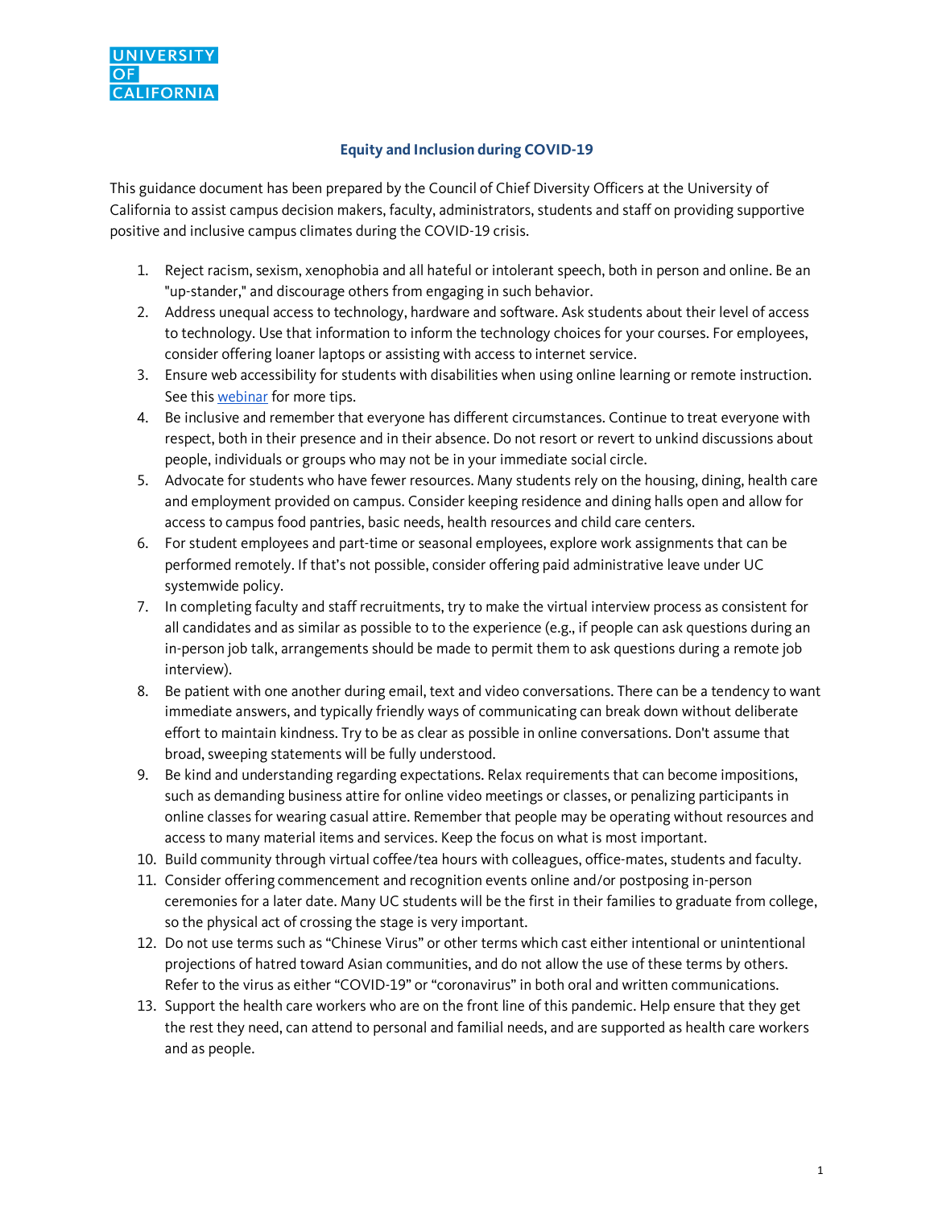UNIVERSITY OF CALIFORNIA

## Equity and Inclusion during COVID-19

This guidance document has been prepared by the Council of Chief Diversity Officers at the University of California to assist campus decision makers, faculty, administrators, students and staff on providing supportive positive and inclusive campus climates during the COVID-19 crisis.

1. Reject racism, sexism, xenophobia and all hateful or intolerant speech, both in person and online. Be an "up-stander," and discourage others from engaging in such behavior.
2. Address unequal access to technology, hardware and software. Ask students about their level of access to technology. Use that information to inform the technology choices for your courses. For employees, consider offering loaner laptops or assisting with access to internet service.
3. Ensure web accessibility for students with disabilities when using online learning or remote instruction. See this webinar for more tips.
4. Be inclusive and remember that everyone has different circumstances. Continue to treat everyone with respect, both in their presence and in their absence. Do not resort or revert to unkind discussions about people, individuals or groups who may not be in your immediate social circle.
5. Advocate for students who have fewer resources. Many students rely on the housing, dining, health care and employment provided on campus. Consider keeping residence and dining halls open and allow for access to campus food pantries, basic needs, health resources and child care centers.
6. For student employees and part-time or seasonal employees, explore work assignments that can be performed remotely. If that's not possible, consider offering paid administrative leave under UC systemwide policy.
7. In completing faculty and staff recruitments, try to make the virtual interview process as consistent for all candidates and as similar as possible to to the experience (e.g., if people can ask questions during an in-person job talk, arrangements should be made to permit them to ask questions during a remote job interview).
8. Be patient with one another during email, text and video conversations. There can be a tendency to want immediate answers, and typically friendly ways of communicating can break down without deliberate effort to maintain kindness. Try to be as clear as possible in online conversations. Don't assume that broad, sweeping statements will be fully understood.
9. Be kind and understanding regarding expectations. Relax requirements that can become impositions, such as demanding business attire for online video meetings or classes, or penalizing participants in online classes for wearing casual attire. Remember that people may be operating without resources and access to many material items and services. Keep the focus on what is most important.
10. Build community through virtual coffee/tea hours with colleagues, office-mates, students and faculty.
11. Consider offering commencement and recognition events online and/or postposing in-person ceremonies for a later date. Many UC students will be the first in their families to graduate from college, so the physical act of crossing the stage is very important.
12. Do not use terms such as "Chinese Virus" or other terms which cast either intentional or unintentional projections of hatred toward Asian communities, and do not allow the use of these terms by others. Refer to the virus as either "COVID-19" or "coronavirus" in both oral and written communications.
13. Support the health care workers who are on the front line of this pandemic. Help ensure that they get the rest they need, can attend to personal and familial needs, and are supported as health care workers and as people.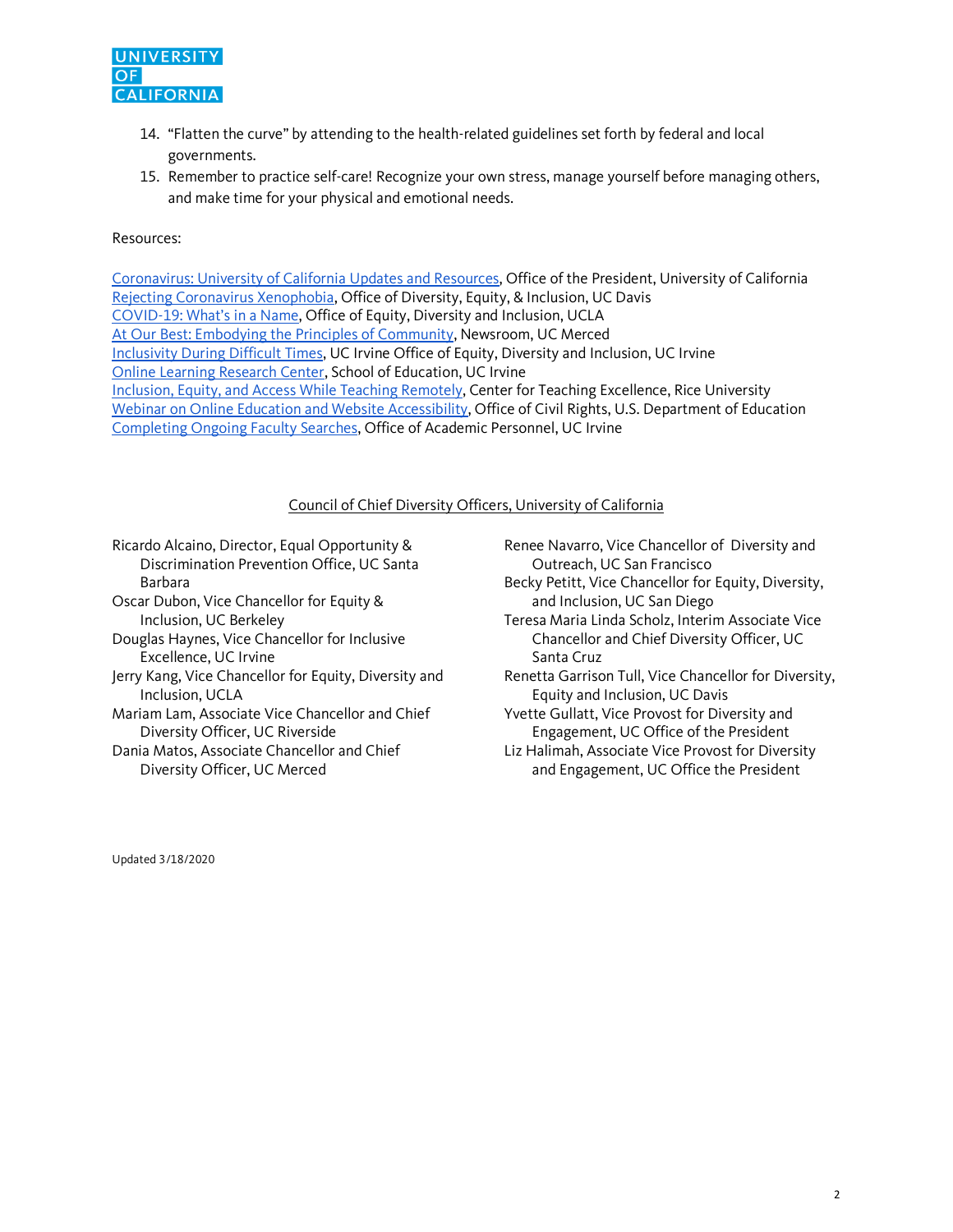14. "Flatten the curve" by attending to the health-related guidelines set forth by federal and local governments.
15. Remember to practice self-care! Recognize your own stress, manage yourself before managing others, and make time for your physical and emotional needs.

Resources:

Coronavirus: University of California Updates and Resources, Office of the President, University of California
Rejecting Coronavirus Xenophobia, Office of Diversity, Equity, & Inclusion, UC Davis
COVID-19: What's in a Name, Office of Equity, Diversity and Inclusion, UCLA
At Our Best: Embodying the Principles of Community, Newsroom, UC Merced
Inclusivity During Difficult Times, UC Irvine Office of Equity, Diversity and Inclusion, UC Irvine
Online Learning Research Center, School of Education, UC Irvine
Inclusion, Equity, and Access While Teaching Remotely, Center for Teaching Excellence, Rice University
Webinar on Online Education and Website Accessibility, Office of Civil Rights, U.S. Department of Education
Completing Ongoing Faculty Searches, Office of Academic Personnel, UC Irvine

## Council of Chief Diversity Officers, University of California

Ricardo Alcaino, Director, Equal Opportunity & Discrimination Prevention Office, UC Santa Barbara
Oscar Dubon, Vice Chancellor for Equity & Inclusion, UC Berkeley
Douglas Haynes, Vice Chancellor for Inclusive Excellence, UC Irvine
Jerry Kang, Vice Chancellor for Equity, Diversity and Inclusion, UCLA
Mariam Lam, Associate Vice Chancellor and Chief Diversity Officer, UC Riverside
Dania Matos, Associate Chancellor and Chief Diversity Officer, UC Merced
Renee Navarro, Vice Chancellor of Diversity and Outreach, UC San Francisco
Becky Petitt, Vice Chancellor for Equity, Diversity, and Inclusion, UC San Diego
Teresa Maria Linda Scholz, Interim Associate Vice Chancellor and Chief Diversity Officer, UC Santa Cruz
Renetta Garrison Tull, Vice Chancellor for Diversity, Equity and Inclusion, UC Davis
Yvette Gullatt, Vice Provost for Diversity and Engagement, UC Office of the President
Liz Halimah, Associate Vice Provost for Diversity and Engagement, UC Office the President

Updated 3/18/2020